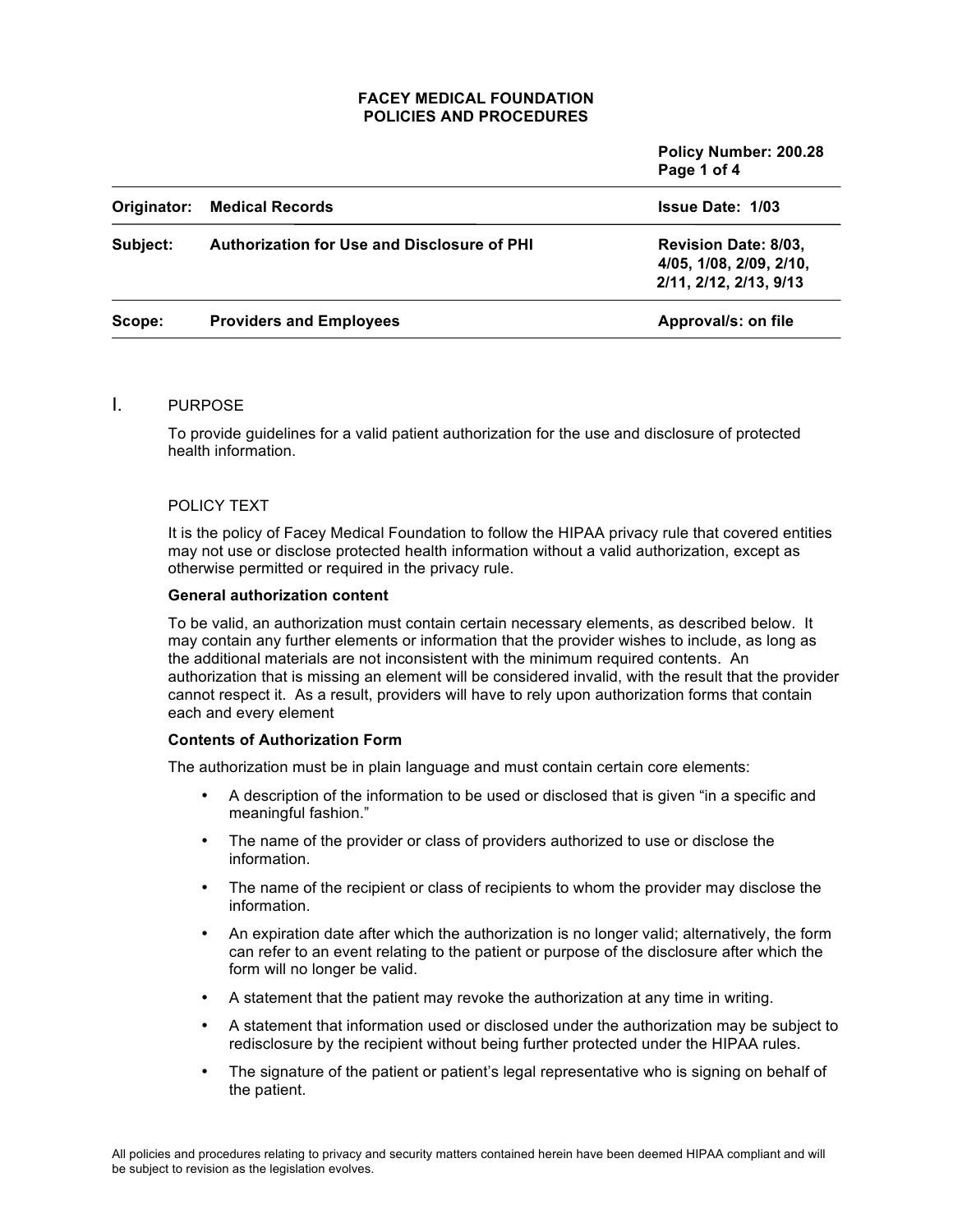# FACEY MEDICAL FOUNDATION
## POLICIES AND PROCEDURES

| | | |
|---|---|---|
| | | **Policy Number: 200.28** |
| **Originator:** | **Medical Records** | **Issue Date: 1/03** |
| **Subject:** | **Authorization for Use and Disclosure of PHI** | **Revision Date: 8/03, 4/05, 1/08, 2/09, 2/10, 2/11, 2/12, 2/13, 9/13** |
| **Scope:** | **Providers and Employees** | **Approval/s: on file** |

## I. PURPOSE

To provide guidelines for a valid patient authorization for the use and disclosure of protected health information.

### POLICY TEXT

It is the policy of Facey Medical Foundation to follow the HIPAA privacy rule that covered entities may not use or disclose protected health information without a valid authorization, except as otherwise permitted or required in the privacy rule.

**General authorization content**

To be valid, an authorization must contain certain necessary elements, as described below. It may contain any further elements or information that the provider wishes to include, as long as the additional materials are not inconsistent with the minimum required contents. An authorization that is missing an element will be considered invalid, with the result that the provider cannot respect it. As a result, providers will have to rely upon authorization forms that contain each and every element

**Contents of Authorization Form**

The authorization must be in plain language and must contain certain core elements:

- A description of the information to be used or disclosed that is given "in a specific and meaningful fashion."
- The name of the provider or class of providers authorized to use or disclose the information.
- The name of the recipient or class of recipients to whom the provider may disclose the information.
- An expiration date after which the authorization is no longer valid; alternatively, the form can refer to an event relating to the patient or purpose of the disclosure after which the form will no longer be valid.
- A statement that the patient may revoke the authorization at any time in writing.
- A statement that information used or disclosed under the authorization may be subject to redisclosure by the recipient without being further protected under the HIPAA rules.
- The signature of the patient or patient's legal representative who is signing on behalf of the patient.

All policies and procedures relating to privacy and security matters contained herein have been deemed HIPAA compliant and will be subject to revision as the legislation evolves.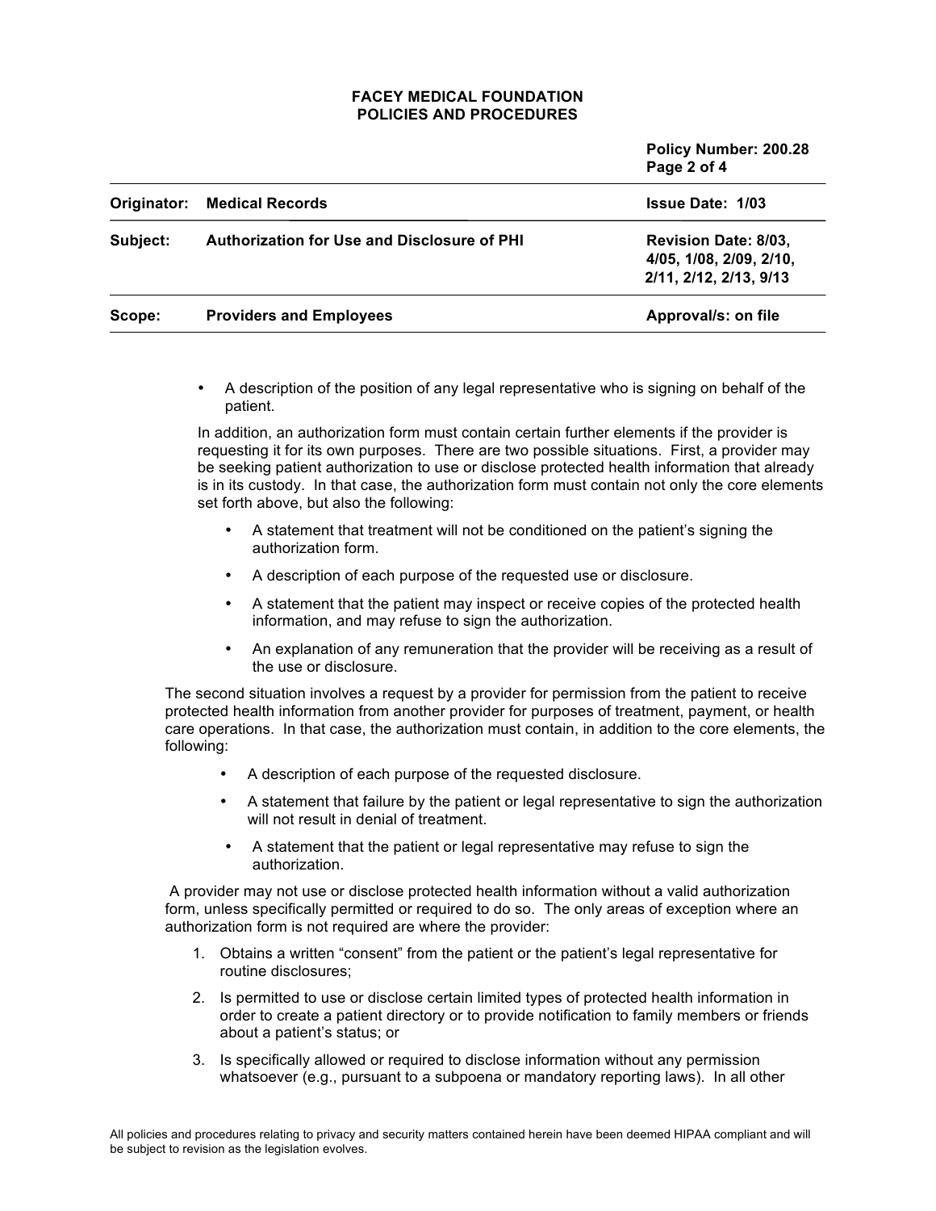- A description of the position of any legal representative who is signing on behalf of the patient.

In addition, an authorization form must contain certain further elements if the provider is requesting it for its own purposes. There are two possible situations. First, a provider may be seeking patient authorization to use or disclose protected health information that already is in its custody. In that case, the authorization form must contain not only the core elements set forth above, but also the following:

- A statement that treatment will not be conditioned on the patient's signing the authorization form.
- A description of each purpose of the requested use or disclosure.
- A statement that the patient may inspect or receive copies of the protected health information, and may refuse to sign the authorization.
- An explanation of any remuneration that the provider will be receiving as a result of the use or disclosure.

The second situation involves a request by a provider for permission from the patient to receive protected health information from another provider for purposes of treatment, payment, or health care operations. In that case, the authorization must contain, in addition to the core elements, the following:

- A description of each purpose of the requested disclosure.
- A statement that failure by the patient or legal representative to sign the authorization will not result in denial of treatment.
- A statement that the patient or legal representative may refuse to sign the authorization.

A provider may not use or disclose protected health information without a valid authorization form, unless specifically permitted or required to do so. The only areas of exception where an authorization form is not required are where the provider:

1. Obtains a written "consent" from the patient or the patient's legal representative for routine disclosures;
2. Is permitted to use or disclose certain limited types of protected health information in order to create a patient directory or to provide notification to family members or friends about a patient's status; or
3. Is specifically allowed or required to disclose information without any permission whatsoever (e.g., pursuant to a subpoena or mandatory reporting laws). In all other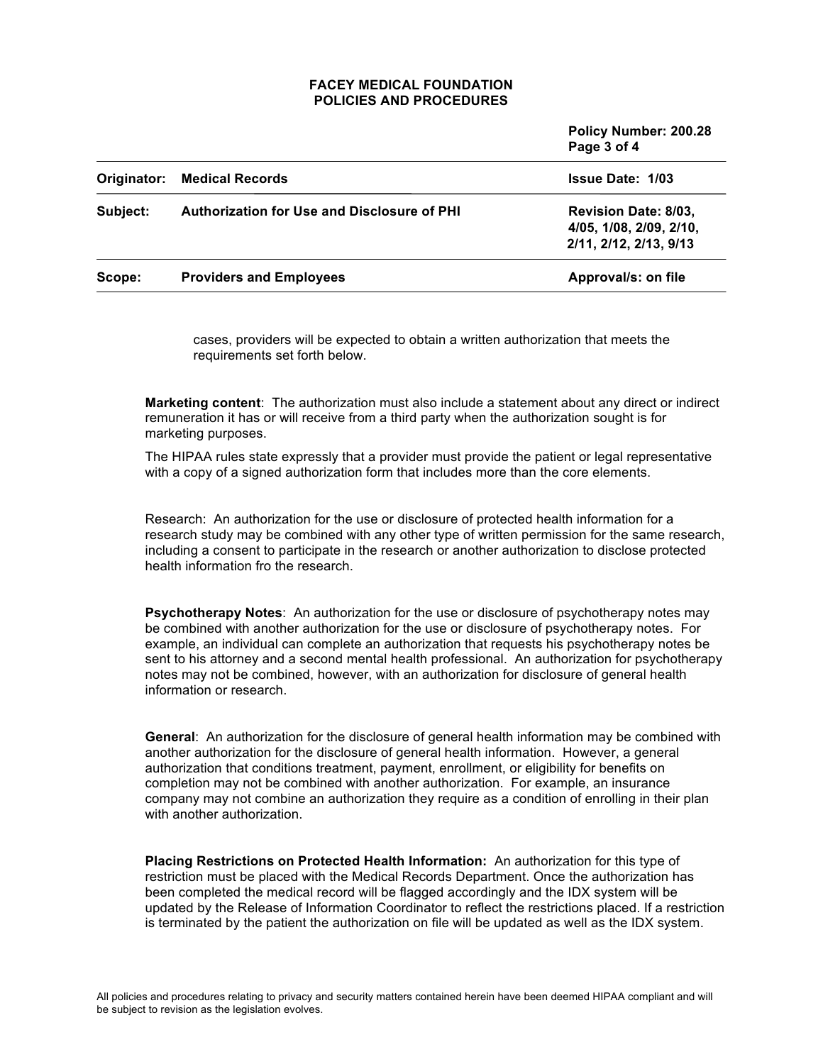cases, providers will be expected to obtain a written authorization that meets the requirements set forth below.

**Marketing content**: The authorization must also include a statement about any direct or indirect remuneration it has or will receive from a third party when the authorization sought is for marketing purposes.

The HIPAA rules state expressly that a provider must provide the patient or legal representative with a copy of a signed authorization form that includes more than the core elements.

Research: An authorization for the use or disclosure of protected health information for a research study may be combined with any other type of written permission for the same research, including a consent to participate in the research or another authorization to disclose protected health information fro the research.

**Psychotherapy Notes**: An authorization for the use or disclosure of psychotherapy notes may be combined with another authorization for the use or disclosure of psychotherapy notes. For example, an individual can complete an authorization that requests his psychotherapy notes be sent to his attorney and a second mental health professional. An authorization for psychotherapy notes may not be combined, however, with an authorization for disclosure of general health information or research.

**General**: An authorization for the disclosure of general health information may be combined with another authorization for the disclosure of general health information. However, a general authorization that conditions treatment, payment, enrollment, or eligibility for benefits on completion may not be combined with another authorization. For example, an insurance company may not combine an authorization they require as a condition of enrolling in their plan with another authorization.

**Placing Restrictions on Protected Health Information:** An authorization for this type of restriction must be placed with the Medical Records Department. Once the authorization has been completed the medical record will be flagged accordingly and the IDX system will be updated by the Release of Information Coordinator to reflect the restrictions placed. If a restriction is terminated by the patient the authorization on file will be updated as well as the IDX system.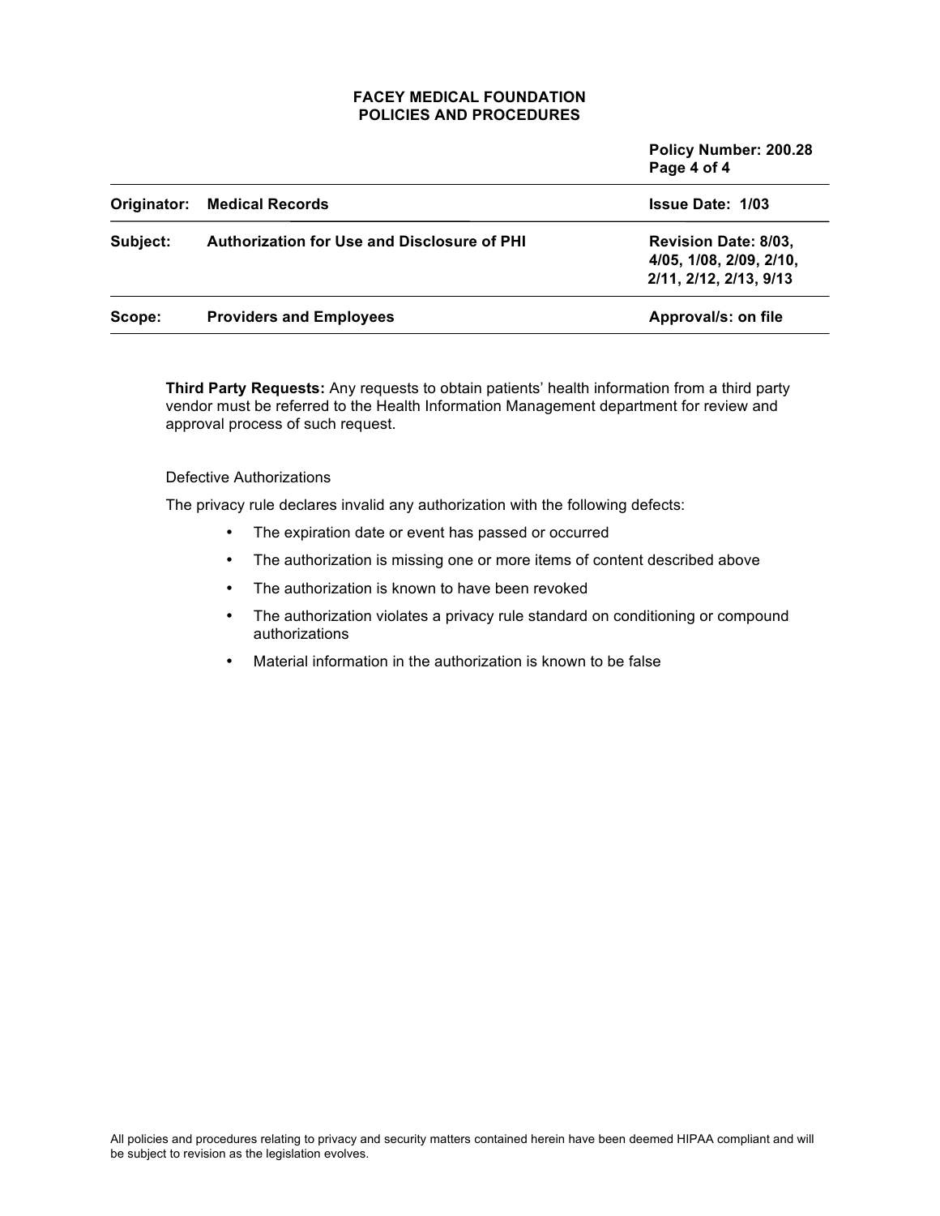**Third Party Requests:** Any requests to obtain patients' health information from a third party vendor must be referred to the Health Information Management department for review and approval process of such request.

Defective Authorizations

The privacy rule declares invalid any authorization with the following defects:

- The expiration date or event has passed or occurred
- The authorization is missing one or more items of content described above
- The authorization is known to have been revoked
- The authorization violates a privacy rule standard on conditioning or compound authorizations
- Material information in the authorization is known to be false